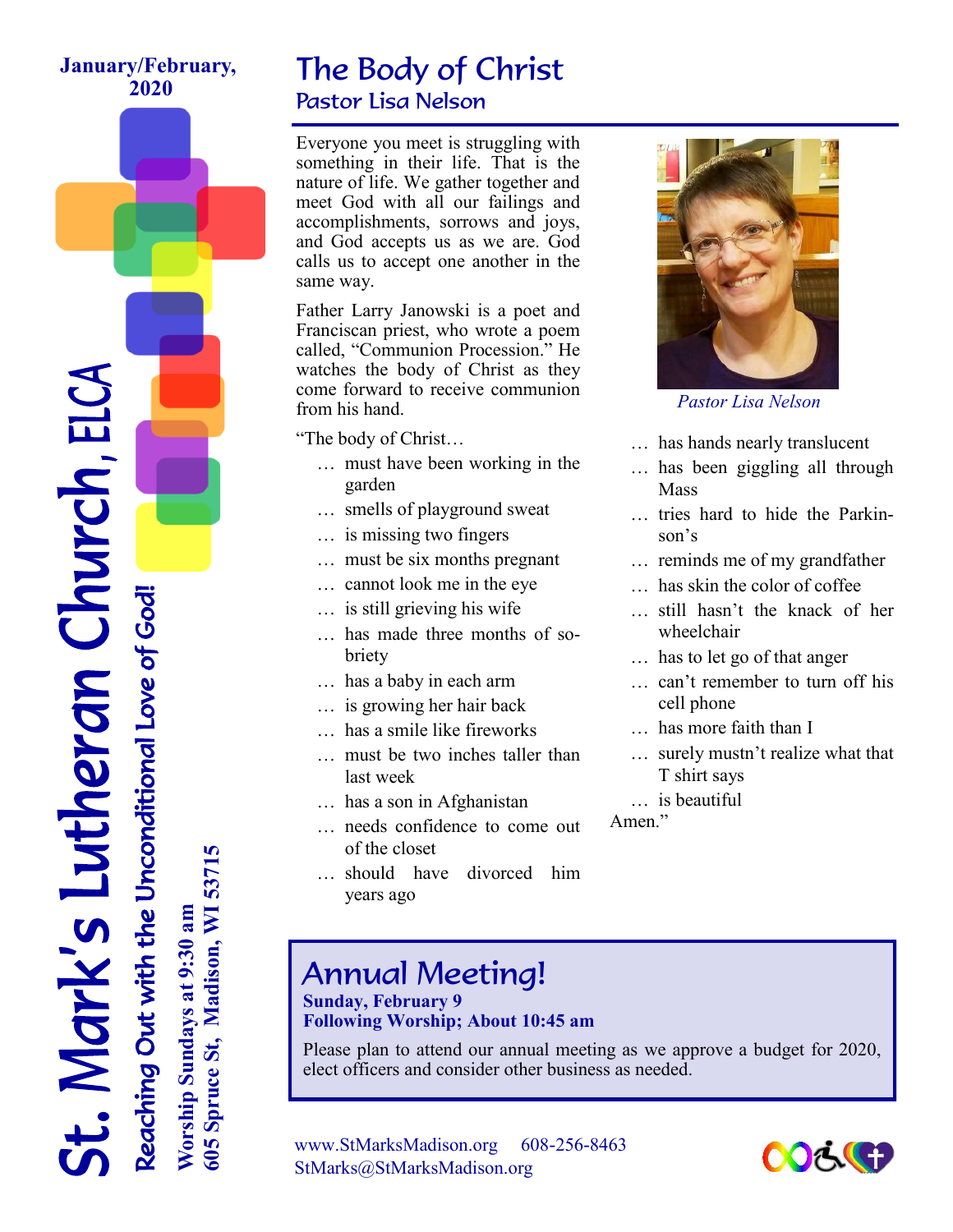January/February, 2020

# St. Mark's Lutheran Church, ELCA

*Reaching Out with the Unconditional Love of God!*

**Worship Sundays at 9:30 am**
**605 Spruce St, Madison, WI 53715**

## The Body of Christ

### Pastor Lisa Nelson

Everyone you meet is struggling with something in their life. That is the nature of life. We gather together and meet God with all our failings and accomplishments, sorrows and joys, and God accepts us as we are. God calls us to accept one another in the same way.

Father Larry Janowski is a poet and Franciscan priest, who wrote a poem called, "Communion Procession." He watches the body of Christ as they come forward to receive communion from his hand.

*Pastor Lisa Nelson*

"The body of Christ…

- … must have been working in the garden
- … smells of playground sweat
- … is missing two fingers
- … must be six months pregnant
- … cannot look me in the eye
- … is still grieving his wife
- … has made three months of sobriety
- … has a baby in each arm
- … is growing her hair back
- … has a smile like fireworks
- … must be two inches taller than last week
- … has a son in Afghanistan
- … needs confidence to come out of the closet
- … should have divorced him years ago
- … has hands nearly translucent
- … has been giggling all through Mass
- … tries hard to hide the Parkinson's
- … reminds me of my grandfather
- … has skin the color of coffee
- … still hasn't the knack of her wheelchair
- … has to let go of that anger
- … can't remember to turn off his cell phone
- … has more faith than I
- … surely mustn't realize what that T shirt says
- … is beautiful

Amen."

## Annual Meeting!

**Sunday, February 9**
**Following Worship; About 10:45 am**

Please plan to attend our annual meeting as we approve a budget for 2020, elect officers and consider other business as needed.

www.StMarksMadison.org 608-256-8463
StMarks@StMarksMadison.org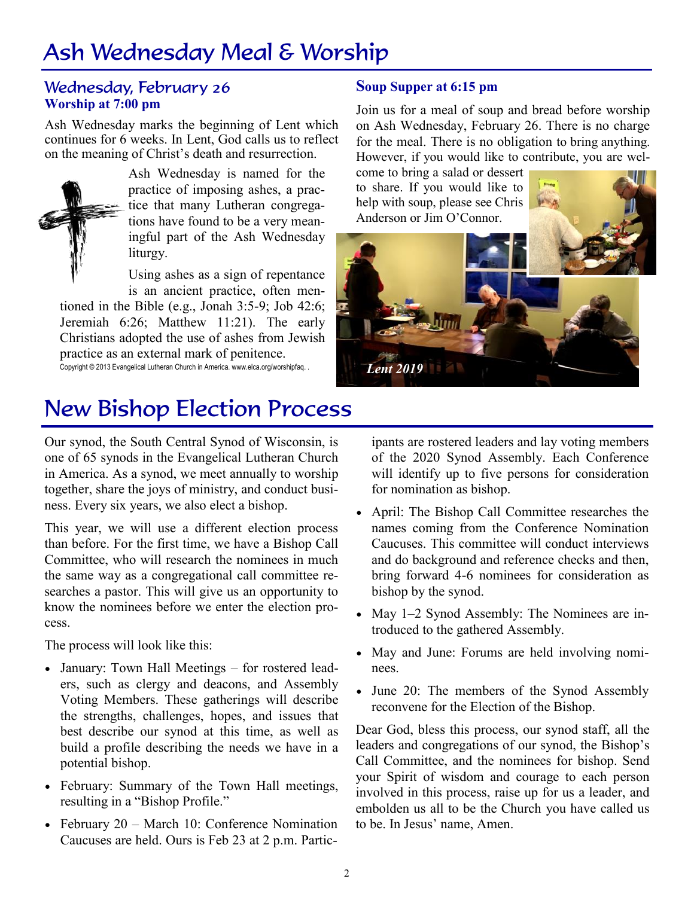# Ash Wednesday Meal & Worship

## Wednesday, February 26

**Worship at 7:00 pm**

Ash Wednesday marks the beginning of Lent which continues for 6 weeks. In Lent, God calls us to reflect on the meaning of Christ's death and resurrection.

Ash Wednesday is named for the practice of imposing ashes, a practice that many Lutheran congregations have found to be a very meaningful part of the Ash Wednesday liturgy.

Using ashes as a sign of repentance is an ancient practice, often mentioned in the Bible (e.g., Jonah 3:5-9; Job 42:6; Jeremiah 6:26; Matthew 11:21). The early Christians adopted the use of ashes from Jewish practice as an external mark of penitence.

Copyright © 2013 Evangelical Lutheran Church in America. www.elca.org/worshipfaq.

## Soup Supper at 6:15 pm

Join us for a meal of soup and bread before worship on Ash Wednesday, February 26. There is no charge for the meal. There is no obligation to bring anything. However, if you would like to contribute, you are welcome to bring a salad or dessert to share. If you would like to help with soup, please see Chris Anderson or Jim O'Connor.

*Lent 2019*

# New Bishop Election Process

Our synod, the South Central Synod of Wisconsin, is one of 65 synods in the Evangelical Lutheran Church in America. As a synod, we meet annually to worship together, share the joys of ministry, and conduct business. Every six years, we also elect a bishop.

This year, we will use a different election process than before. For the first time, we have a Bishop Call Committee, who will research the nominees in much the same way as a congregational call committee researches a pastor. This will give us an opportunity to know the nominees before we enter the election process.

The process will look like this:

- January: Town Hall Meetings – for rostered leaders, such as clergy and deacons, and Assembly Voting Members. These gatherings will describe the strengths, challenges, hopes, and issues that best describe our synod at this time, as well as build a profile describing the needs we have in a potential bishop.
- February: Summary of the Town Hall meetings, resulting in a "Bishop Profile."
- February 20 – March 10: Conference Nomination Caucuses are held. Ours is Feb 23 at 2 p.m. Participants are rostered leaders and lay voting members of the 2020 Synod Assembly. Each Conference will identify up to five persons for consideration for nomination as bishop.
- April: The Bishop Call Committee researches the names coming from the Conference Nomination Caucuses. This committee will conduct interviews and do background and reference checks and then, bring forward 4-6 nominees for consideration as bishop by the synod.
- May 1–2 Synod Assembly: The Nominees are introduced to the gathered Assembly.
- May and June: Forums are held involving nominees.
- June 20: The members of the Synod Assembly reconvene for the Election of the Bishop.

Dear God, bless this process, our synod staff, all the leaders and congregations of our synod, the Bishop's Call Committee, and the nominees for bishop. Send your Spirit of wisdom and courage to each person involved in this process, raise up for us a leader, and embolden us all to be the Church you have called us to be. In Jesus' name, Amen.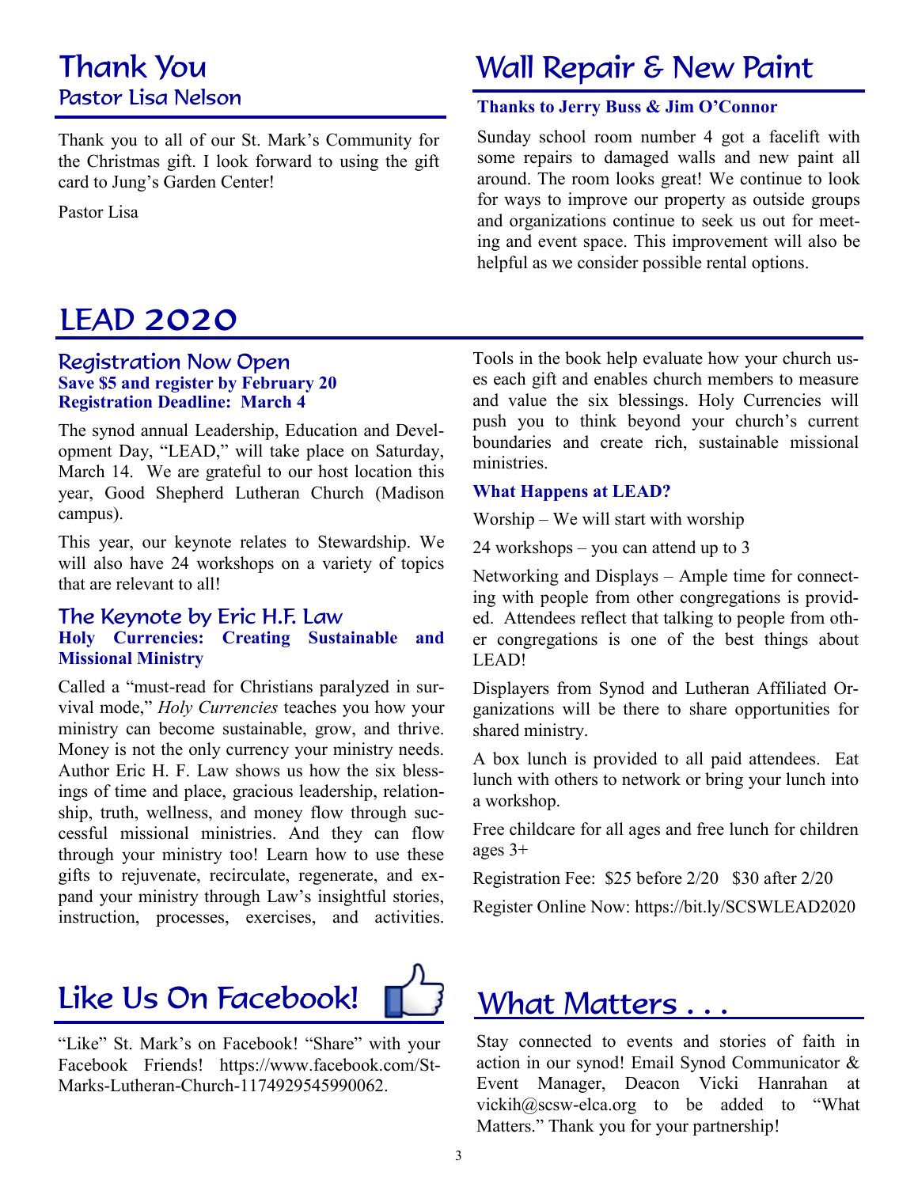## Thank You

### Pastor Lisa Nelson

Thank you to all of our St. Mark's Community for the Christmas gift. I look forward to using the gift card to Jung's Garden Center!

Pastor Lisa

## Wall Repair & New Paint

**Thanks to Jerry Buss & Jim O'Connor**

Sunday school room number 4 got a facelift with some repairs to damaged walls and new paint all around. The room looks great! We continue to look for ways to improve our property as outside groups and organizations continue to seek us out for meeting and event space. This improvement will also be helpful as we consider possible rental options.

## LEAD 2020

### Registration Now Open

**Save $5 and register by February 20**
**Registration Deadline: March 4**

The synod annual Leadership, Education and Development Day, "LEAD," will take place on Saturday, March 14. We are grateful to our host location this year, Good Shepherd Lutheran Church (Madison campus).

This year, our keynote relates to Stewardship. We will also have 24 workshops on a variety of topics that are relevant to all!

### The Keynote by Eric H.F. Law

**Holy Currencies: Creating Sustainable and Missional Ministry**

Called a "must-read for Christians paralyzed in survival mode," *Holy Currencies* teaches you how your ministry can become sustainable, grow, and thrive. Money is not the only currency your ministry needs. Author Eric H. F. Law shows us how the six blessings of time and place, gracious leadership, relationship, truth, wellness, and money flow through successful missional ministries. And they can flow through your ministry too! Learn how to use these gifts to rejuvenate, recirculate, regenerate, and expand your ministry through Law's insightful stories, instruction, processes, exercises, and activities. Tools in the book help evaluate how your church uses each gift and enables church members to measure and value the six blessings. Holy Currencies will push you to think beyond your church's current boundaries and create rich, sustainable missional ministries.

**What Happens at LEAD?**

Worship – We will start with worship

24 workshops – you can attend up to 3

Networking and Displays – Ample time for connecting with people from other congregations is provided. Attendees reflect that talking to people from other congregations is one of the best things about LEAD!

Displayers from Synod and Lutheran Affiliated Organizations will be there to share opportunities for shared ministry.

A box lunch is provided to all paid attendees. Eat lunch with others to network or bring your lunch into a workshop.

Free childcare for all ages and free lunch for children ages 3+

Registration Fee: $25 before 2/20 $30 after 2/20

Register Online Now: https://bit.ly/SCSWLEAD2020

## Like Us On Facebook!

"Like" St. Mark's on Facebook! "Share" with your Facebook Friends! https://www.facebook.com/St-Marks-Lutheran-Church-1174929545990062.

## What Matters . . .

Stay connected to events and stories of faith in action in our synod! Email Synod Communicator & Event Manager, Deacon Vicki Hanrahan at vickih@scsw-elca.org to be added to "What Matters." Thank you for your partnership!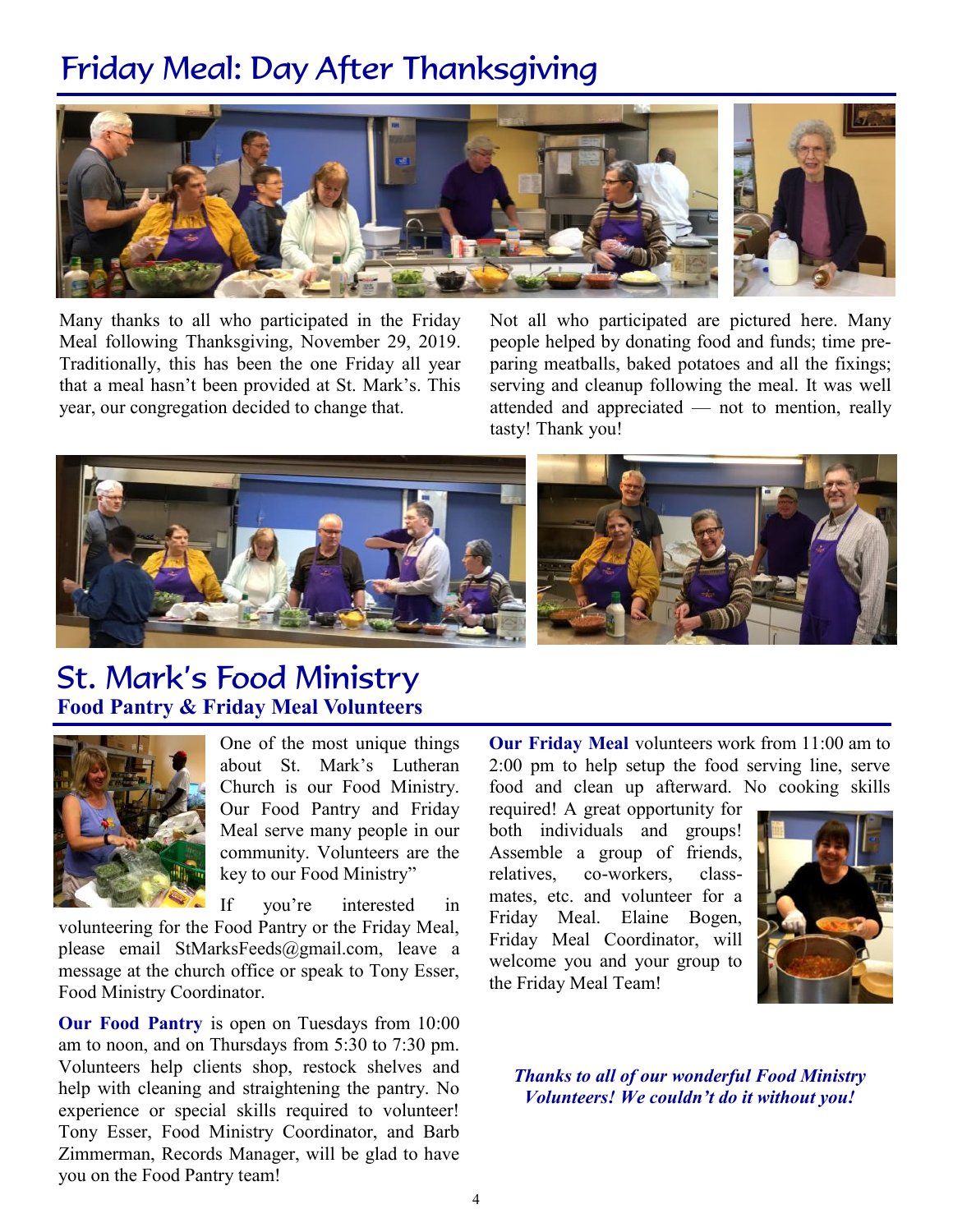# Friday Meal: Day After Thanksgiving

Many thanks to all who participated in the Friday Meal following Thanksgiving, November 29, 2019. Traditionally, this has been the one Friday all year that a meal hasn't been provided at St. Mark's. This year, our congregation decided to change that.

Not all who participated are pictured here. Many people helped by donating food and funds; time preparing meatballs, baked potatoes and all the fixings; serving and cleanup following the meal. It was well attended and appreciated — not to mention, really tasty! Thank you!

# St. Mark's Food Ministry

## Food Pantry & Friday Meal Volunteers

One of the most unique things about St. Mark's Lutheran Church is our Food Ministry. Our Food Pantry and Friday Meal serve many people in our community. Volunteers are the key to our Food Ministry"

If you're interested in volunteering for the Food Pantry or the Friday Meal, please email StMarksFeeds@gmail.com, leave a message at the church office or speak to Tony Esser, Food Ministry Coordinator.

**Our Food Pantry** is open on Tuesdays from 10:00 am to noon, and on Thursdays from 5:30 to 7:30 pm. Volunteers help clients shop, restock shelves and help with cleaning and straightening the pantry. No experience or special skills required to volunteer! Tony Esser, Food Ministry Coordinator, and Barb Zimmerman, Records Manager, will be glad to have you on the Food Pantry team!

**Our Friday Meal** volunteers work from 11:00 am to 2:00 pm to help setup the food serving line, serve food and clean up afterward. No cooking skills required! A great opportunity for both individuals and groups! Assemble a group of friends, relatives, co-workers, classmates, etc. and volunteer for a Friday Meal. Elaine Bogen, Friday Meal Coordinator, will welcome you and your group to the Friday Meal Team!

***Thanks to all of our wonderful Food Ministry Volunteers! We couldn't do it without you!***